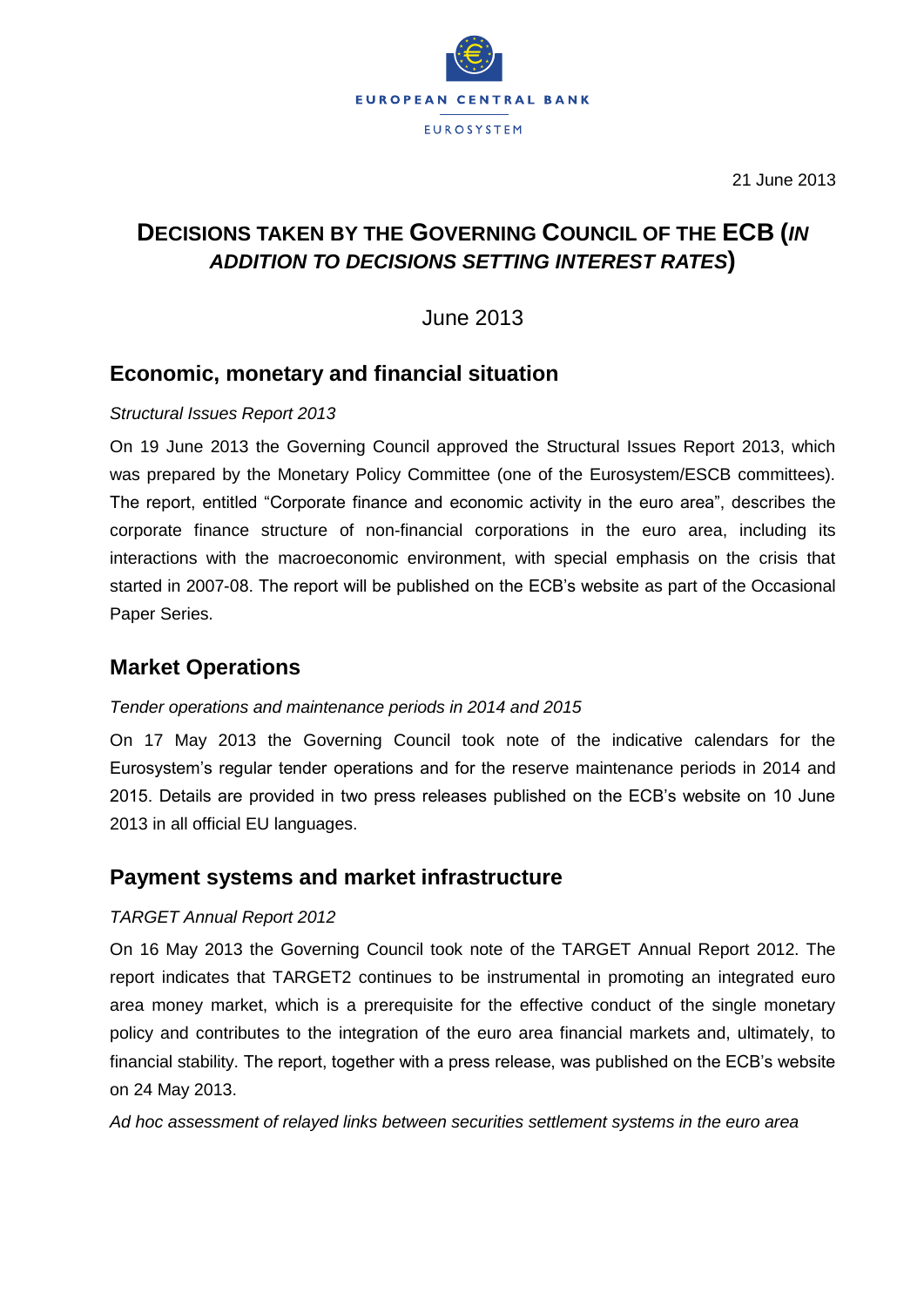EUROPEAN CENTRAL BANK

EUROSYSTEM

21 June 2013

# DECISIONS TAKEN BY THE GOVERNING COUNCIL OF THE ECB (*IN ADDITION TO DECISIONS SETTING INTEREST RATES*)

June 2013

## Economic, monetary and financial situation

*Structural Issues Report 2013*

On 19 June 2013 the Governing Council approved the Structural Issues Report 2013, which was prepared by the Monetary Policy Committee (one of the Eurosystem/ESCB committees). The report, entitled "Corporate finance and economic activity in the euro area", describes the corporate finance structure of non-financial corporations in the euro area, including its interactions with the macroeconomic environment, with special emphasis on the crisis that started in 2007-08. The report will be published on the ECB's website as part of the Occasional Paper Series.

## Market Operations

*Tender operations and maintenance periods in 2014 and 2015*

On 17 May 2013 the Governing Council took note of the indicative calendars for the Eurosystem's regular tender operations and for the reserve maintenance periods in 2014 and 2015. Details are provided in two press releases published on the ECB's website on 10 June 2013 in all official EU languages.

## Payment systems and market infrastructure

*TARGET Annual Report 2012*

On 16 May 2013 the Governing Council took note of the TARGET Annual Report 2012. The report indicates that TARGET2 continues to be instrumental in promoting an integrated euro area money market, which is a prerequisite for the effective conduct of the single monetary policy and contributes to the integration of the euro area financial markets and, ultimately, to financial stability. The report, together with a press release, was published on the ECB's website on 24 May 2013.

*Ad hoc assessment of relayed links between securities settlement systems in the euro area*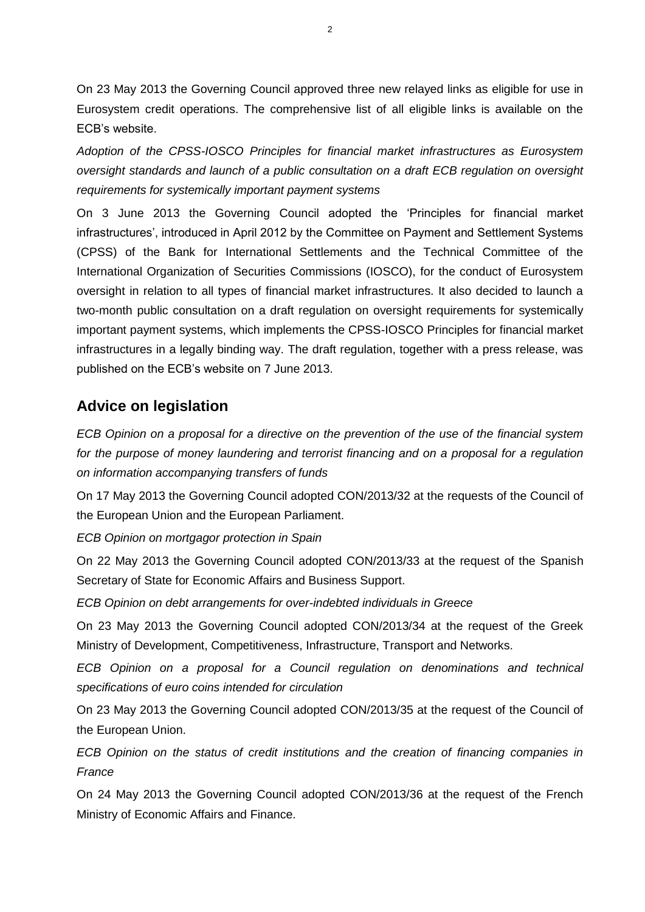On 23 May 2013 the Governing Council approved three new relayed links as eligible for use in Eurosystem credit operations. The comprehensive list of all eligible links is available on the ECB's website.

*Adoption of the CPSS-IOSCO Principles for financial market infrastructures as Eurosystem oversight standards and launch of a public consultation on a draft ECB regulation on oversight requirements for systemically important payment systems*

On 3 June 2013 the Governing Council adopted the 'Principles for financial market infrastructures', introduced in April 2012 by the Committee on Payment and Settlement Systems (CPSS) of the Bank for International Settlements and the Technical Committee of the International Organization of Securities Commissions (IOSCO), for the conduct of Eurosystem oversight in relation to all types of financial market infrastructures. It also decided to launch a two-month public consultation on a draft regulation on oversight requirements for systemically important payment systems, which implements the CPSS-IOSCO Principles for financial market infrastructures in a legally binding way. The draft regulation, together with a press release, was published on the ECB's website on 7 June 2013.

## Advice on legislation

*ECB Opinion on a proposal for a directive on the prevention of the use of the financial system for the purpose of money laundering and terrorist financing and on a proposal for a regulation on information accompanying transfers of funds*

On 17 May 2013 the Governing Council adopted CON/2013/32 at the requests of the Council of the European Union and the European Parliament.

*ECB Opinion on mortgagor protection in Spain*

On 22 May 2013 the Governing Council adopted CON/2013/33 at the request of the Spanish Secretary of State for Economic Affairs and Business Support.

*ECB Opinion on debt arrangements for over-indebted individuals in Greece*

On 23 May 2013 the Governing Council adopted CON/2013/34 at the request of the Greek Ministry of Development, Competitiveness, Infrastructure, Transport and Networks.

*ECB Opinion on a proposal for a Council regulation on denominations and technical specifications of euro coins intended for circulation*

On 23 May 2013 the Governing Council adopted CON/2013/35 at the request of the Council of the European Union.

*ECB Opinion on the status of credit institutions and the creation of financing companies in France*

On 24 May 2013 the Governing Council adopted CON/2013/36 at the request of the French Ministry of Economic Affairs and Finance.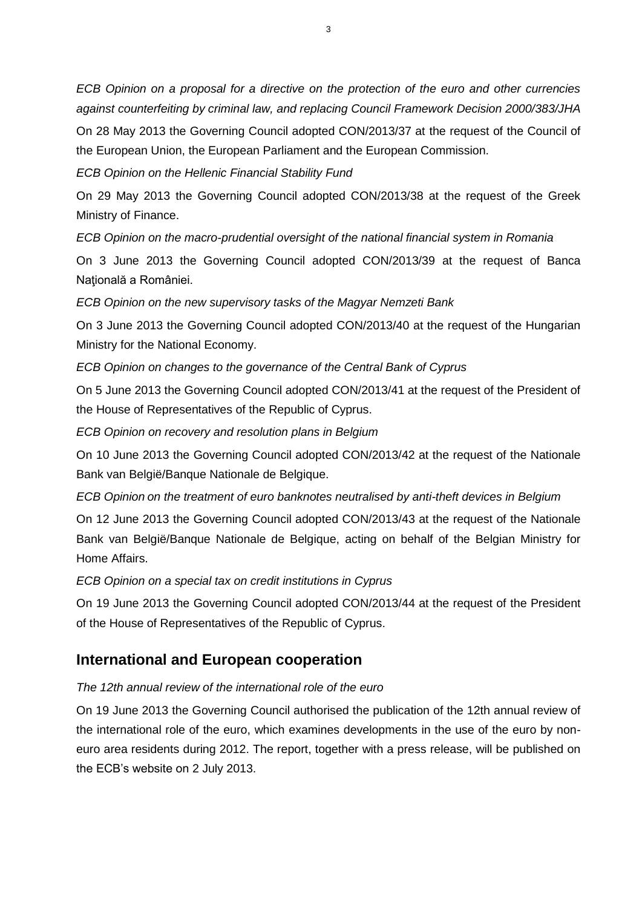*ECB Opinion on a proposal for a directive on the protection of the euro and other currencies against counterfeiting by criminal law, and replacing Council Framework Decision 2000/383/JHA*

On 28 May 2013 the Governing Council adopted CON/2013/37 at the request of the Council of the European Union, the European Parliament and the European Commission.

*ECB Opinion on the Hellenic Financial Stability Fund*

On 29 May 2013 the Governing Council adopted CON/2013/38 at the request of the Greek Ministry of Finance.

*ECB Opinion on the macro-prudential oversight of the national financial system in Romania*

On 3 June 2013 the Governing Council adopted CON/2013/39 at the request of Banca Naţională a României.

*ECB Opinion on the new supervisory tasks of the Magyar Nemzeti Bank*

On 3 June 2013 the Governing Council adopted CON/2013/40 at the request of the Hungarian Ministry for the National Economy.

*ECB Opinion on changes to the governance of the Central Bank of Cyprus*

On 5 June 2013 the Governing Council adopted CON/2013/41 at the request of the President of the House of Representatives of the Republic of Cyprus.

*ECB Opinion on recovery and resolution plans in Belgium*

On 10 June 2013 the Governing Council adopted CON/2013/42 at the request of the Nationale Bank van België/Banque Nationale de Belgique.

*ECB Opinion on the treatment of euro banknotes neutralised by anti-theft devices in Belgium*

On 12 June 2013 the Governing Council adopted CON/2013/43 at the request of the Nationale Bank van België/Banque Nationale de Belgique, acting on behalf of the Belgian Ministry for Home Affairs.

*ECB Opinion on a special tax on credit institutions in Cyprus*

On 19 June 2013 the Governing Council adopted CON/2013/44 at the request of the President of the House of Representatives of the Republic of Cyprus.

## International and European cooperation

*The 12th annual review of the international role of the euro*

On 19 June 2013 the Governing Council authorised the publication of the 12th annual review of the international role of the euro, which examines developments in the use of the euro by non-euro area residents during 2012. The report, together with a press release, will be published on the ECB's website on 2 July 2013.